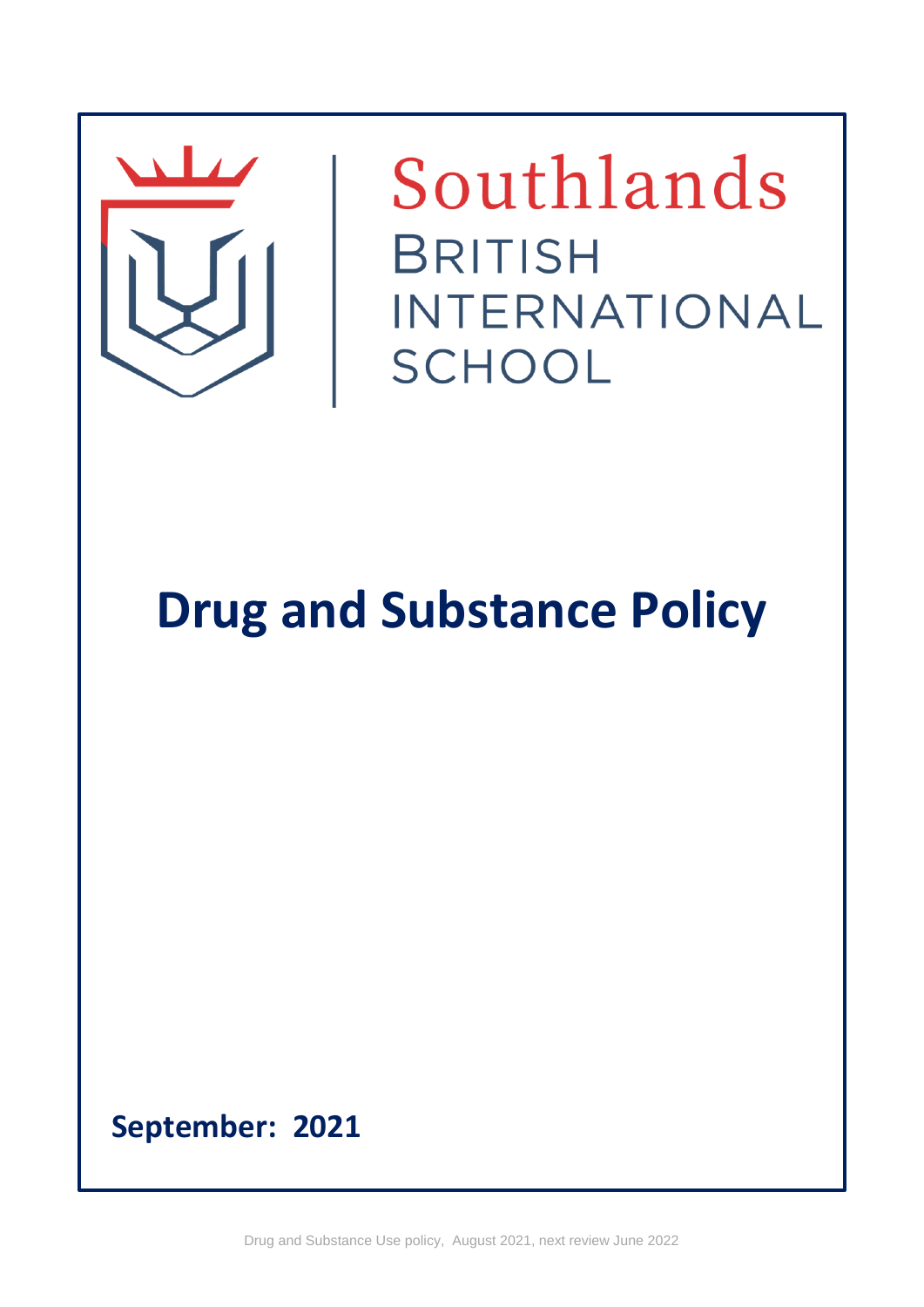Southlands

BRITISH INTERNATIONAL SCHOOL

# Drug and Substance Policy

**September: 2021**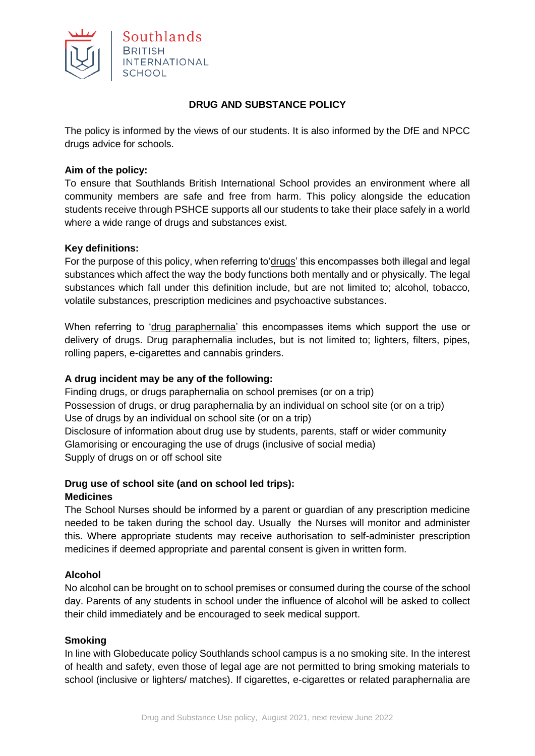## DRUG AND SUBSTANCE POLICY

The policy is informed by the views of our students. It is also informed by the DfE and NPCC drugs advice for schools.

**Aim of the policy:**
To ensure that Southlands British International School provides an environment where all community members are safe and free from harm. This policy alongside the education students receive through PSHCE supports all our students to take their place safely in a world where a wide range of drugs and substances exist.

**Key definitions:**
For the purpose of this policy, when referring to'drugs' this encompasses both illegal and legal substances which affect the way the body functions both mentally and or physically. The legal substances which fall under this definition include, but are not limited to; alcohol, tobacco, volatile substances, prescription medicines and psychoactive substances.

When referring to 'drug paraphernalia' this encompasses items which support the use or delivery of drugs. Drug paraphernalia includes, but is not limited to; lighters, filters, pipes, rolling papers, e-cigarettes and cannabis grinders.

**A drug incident may be any of the following:**
Finding drugs, or drugs paraphernalia on school premises (or on a trip)
Possession of drugs, or drug paraphernalia by an individual on school site (or on a trip)
Use of drugs by an individual on school site (or on a trip)
Disclosure of information about drug use by students, parents, staff or wider community
Glamorising or encouraging the use of drugs (inclusive of social media)
Supply of drugs on or off school site

**Drug use of school site (and on school led trips):**
**Medicines**
The School Nurses should be informed by a parent or guardian of any prescription medicine needed to be taken during the school day. Usually the Nurses will monitor and administer this. Where appropriate students may receive authorisation to self-administer prescription medicines if deemed appropriate and parental consent is given in written form.

**Alcohol**
No alcohol can be brought on to school premises or consumed during the course of the school day. Parents of any students in school under the influence of alcohol will be asked to collect their child immediately and be encouraged to seek medical support.

**Smoking**
In line with Globeducate policy Southlands school campus is a no smoking site. In the interest of health and safety, even those of legal age are not permitted to bring smoking materials to school (inclusive or lighters/ matches). If cigarettes, e-cigarettes or related paraphernalia are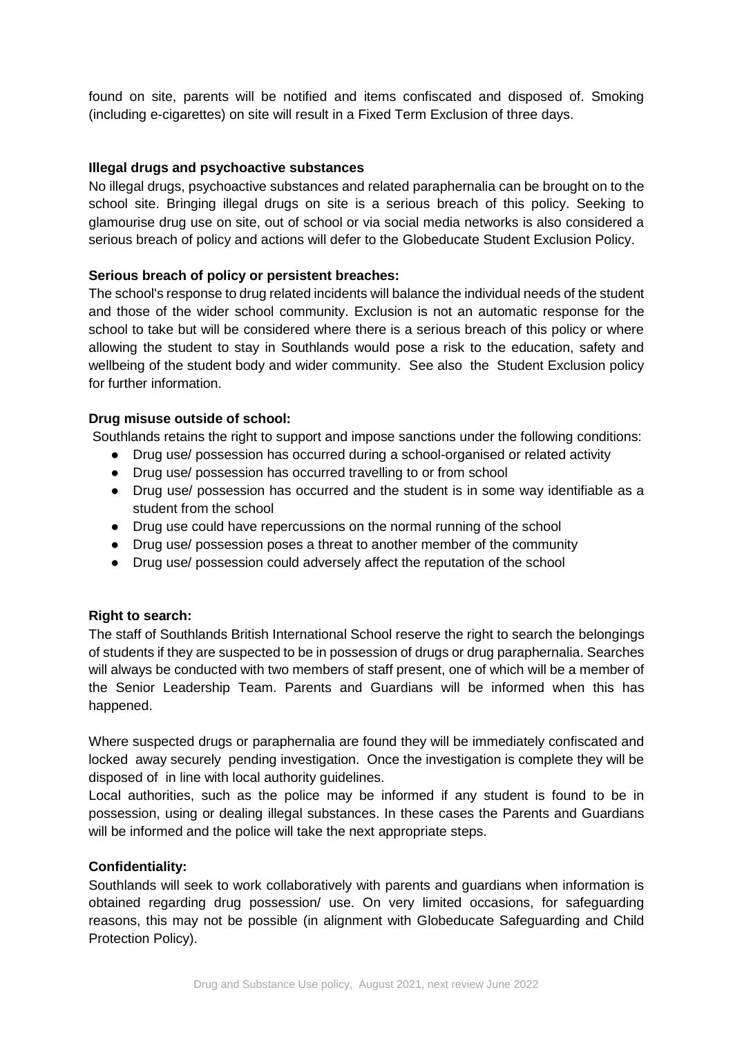found on site, parents will be notified and items confiscated and disposed of. Smoking (including e-cigarettes) on site will result in a Fixed Term Exclusion of three days.

**Illegal drugs and psychoactive substances**

No illegal drugs, psychoactive substances and related paraphernalia can be brought on to the school site. Bringing illegal drugs on site is a serious breach of this policy. Seeking to glamourise drug use on site, out of school or via social media networks is also considered a serious breach of policy and actions will defer to the Globeducate Student Exclusion Policy.

**Serious breach of policy or persistent breaches:**

The school's response to drug related incidents will balance the individual needs of the student and those of the wider school community. Exclusion is not an automatic response for the school to take but will be considered where there is a serious breach of this policy or where allowing the student to stay in Southlands would pose a risk to the education, safety and wellbeing of the student body and wider community. See also the Student Exclusion policy for further information.

**Drug misuse outside of school:**

Southlands retains the right to support and impose sanctions under the following conditions:

- Drug use/ possession has occurred during a school-organised or related activity
- Drug use/ possession has occurred travelling to or from school
- Drug use/ possession has occurred and the student is in some way identifiable as a student from the school
- Drug use could have repercussions on the normal running of the school
- Drug use/ possession poses a threat to another member of the community
- Drug use/ possession could adversely affect the reputation of the school

**Right to search:**

The staff of Southlands British International School reserve the right to search the belongings of students if they are suspected to be in possession of drugs or drug paraphernalia. Searches will always be conducted with two members of staff present, one of which will be a member of the Senior Leadership Team. Parents and Guardians will be informed when this has happened.

Where suspected drugs or paraphernalia are found they will be immediately confiscated and locked away securely pending investigation. Once the investigation is complete they will be disposed of in line with local authority guidelines.

Local authorities, such as the police may be informed if any student is found to be in possession, using or dealing illegal substances. In these cases the Parents and Guardians will be informed and the police will take the next appropriate steps.

**Confidentiality:**

Southlands will seek to work collaboratively with parents and guardians when information is obtained regarding drug possession/ use. On very limited occasions, for safeguarding reasons, this may not be possible (in alignment with Globeducate Safeguarding and Child Protection Policy).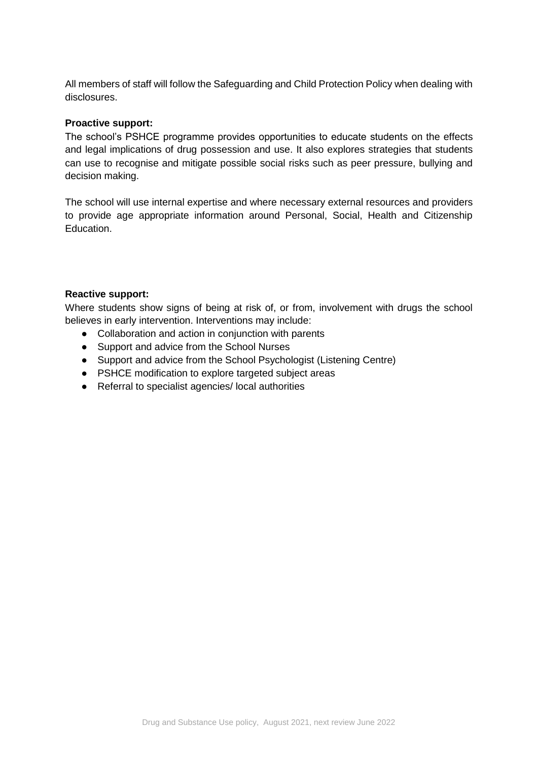All members of staff will follow the Safeguarding and Child Protection Policy when dealing with disclosures.

**Proactive support:**

The school's PSHCE programme provides opportunities to educate students on the effects and legal implications of drug possession and use. It also explores strategies that students can use to recognise and mitigate possible social risks such as peer pressure, bullying and decision making.

The school will use internal expertise and where necessary external resources and providers to provide age appropriate information around Personal, Social, Health and Citizenship Education.

**Reactive support:**

Where students show signs of being at risk of, or from, involvement with drugs the school believes in early intervention. Interventions may include:

- Collaboration and action in conjunction with parents
- Support and advice from the School Nurses
- Support and advice from the School Psychologist (Listening Centre)
- PSHCE modification to explore targeted subject areas
- Referral to specialist agencies/ local authorities